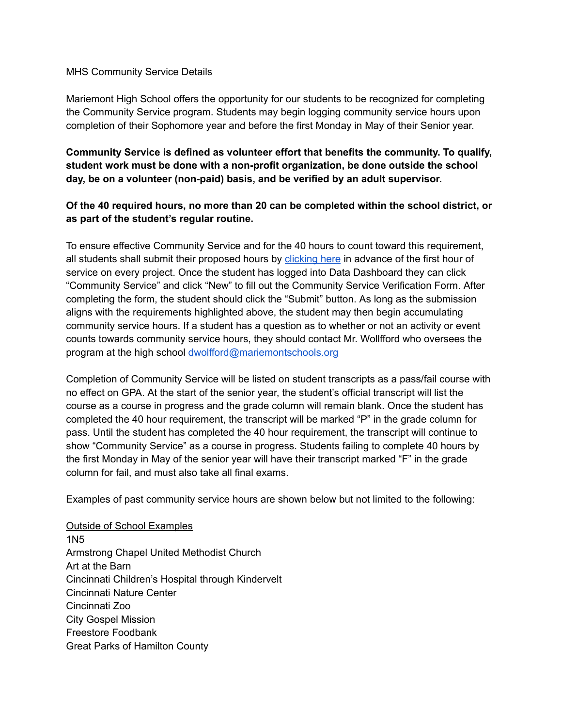MHS Community Service Details

Mariemont High School offers the opportunity for our students to be recognized for completing the Community Service program. Students may begin logging community service hours upon completion of their Sophomore year and before the first Monday in May of their Senior year.

**Community Service is defined as volunteer effort that benefits the community. To qualify, student work must be done with a non-profit organization, be done outside the school day, be on a volunteer (non-paid) basis, and be verified by an adult supervisor.**

**Of the 40 required hours, no more than 20 can be completed within the school district, or as part of the student's regular routine.**

To ensure effective Community Service and for the 40 hours to count toward this requirement, all students shall submit their proposed hours by clicking here in advance of the first hour of service on every project. Once the student has logged into Data Dashboard they can click "Community Service" and click "New" to fill out the Community Service Verification Form. After completing the form, the student should click the "Submit" button. As long as the submission aligns with the requirements highlighted above, the student may then begin accumulating community service hours. If a student has a question as to whether or not an activity or event counts towards community service hours, they should contact Mr. Wollfford who oversees the program at the high school dwolfford@mariemontschools.org

Completion of Community Service will be listed on student transcripts as a pass/fail course with no effect on GPA. At the start of the senior year, the student's official transcript will list the course as a course in progress and the grade column will remain blank. Once the student has completed the 40 hour requirement, the transcript will be marked "P" in the grade column for pass. Until the student has completed the 40 hour requirement, the transcript will continue to show "Community Service" as a course in progress. Students failing to complete 40 hours by the first Monday in May of the senior year will have their transcript marked "F" in the grade column for fail, and must also take all final exams.

Examples of past community service hours are shown below but not limited to the following:

Outside of School Examples

1N5
Armstrong Chapel United Methodist Church
Art at the Barn
Cincinnati Children's Hospital through Kindervelt
Cincinnati Nature Center
Cincinnati Zoo
City Gospel Mission
Freestore Foodbank
Great Parks of Hamilton County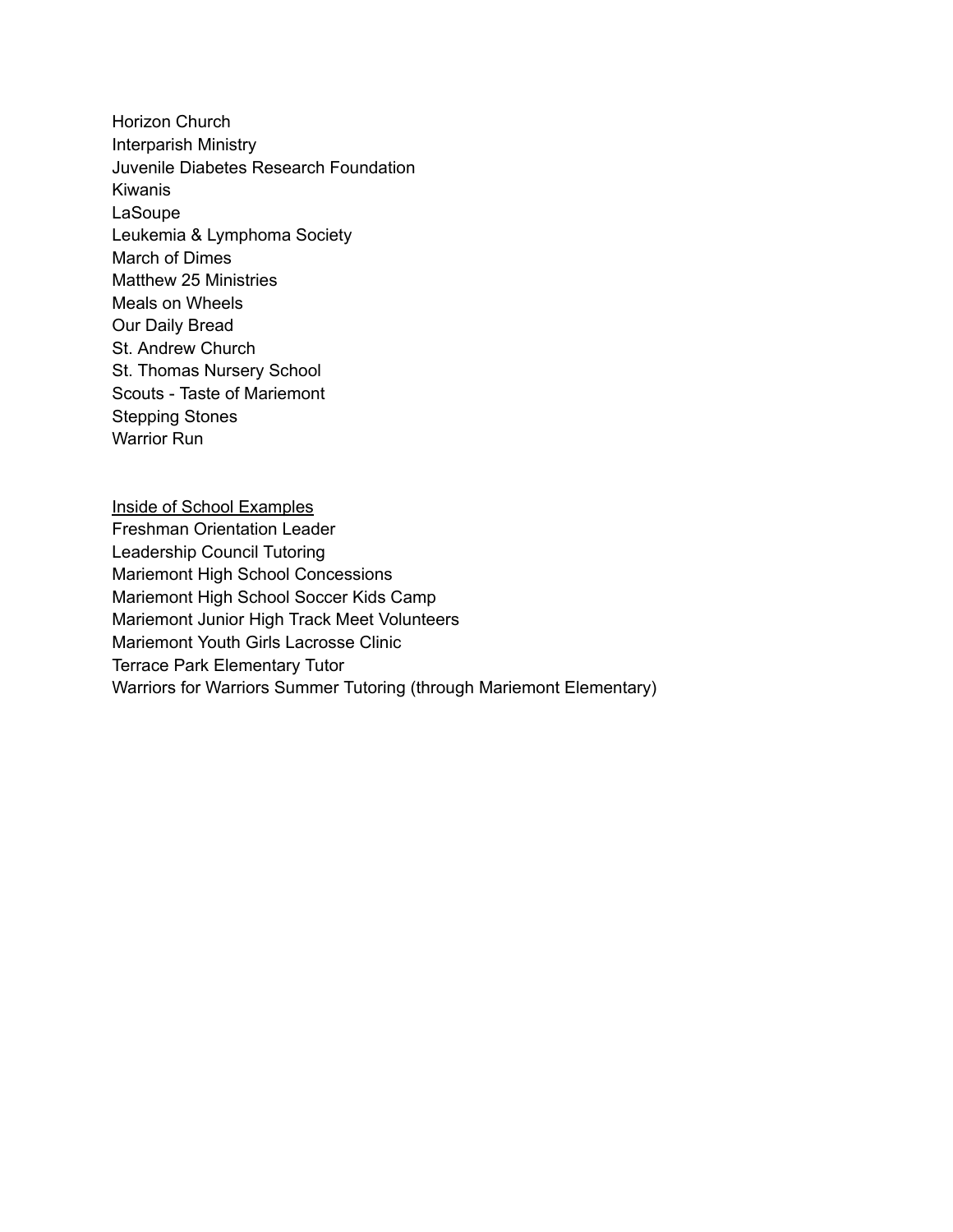Horizon Church
Interparish Ministry
Juvenile Diabetes Research Foundation
Kiwanis
LaSoupe
Leukemia & Lymphoma Society
March of Dimes
Matthew 25 Ministries
Meals on Wheels
Our Daily Bread
St. Andrew Church
St. Thomas Nursery School
Scouts - Taste of Mariemont
Stepping Stones
Warrior Run

<u>Inside of School Examples</u>
Freshman Orientation Leader
Leadership Council Tutoring
Mariemont High School Concessions
Mariemont High School Soccer Kids Camp
Mariemont Junior High Track Meet Volunteers
Mariemont Youth Girls Lacrosse Clinic
Terrace Park Elementary Tutor
Warriors for Warriors Summer Tutoring (through Mariemont Elementary)